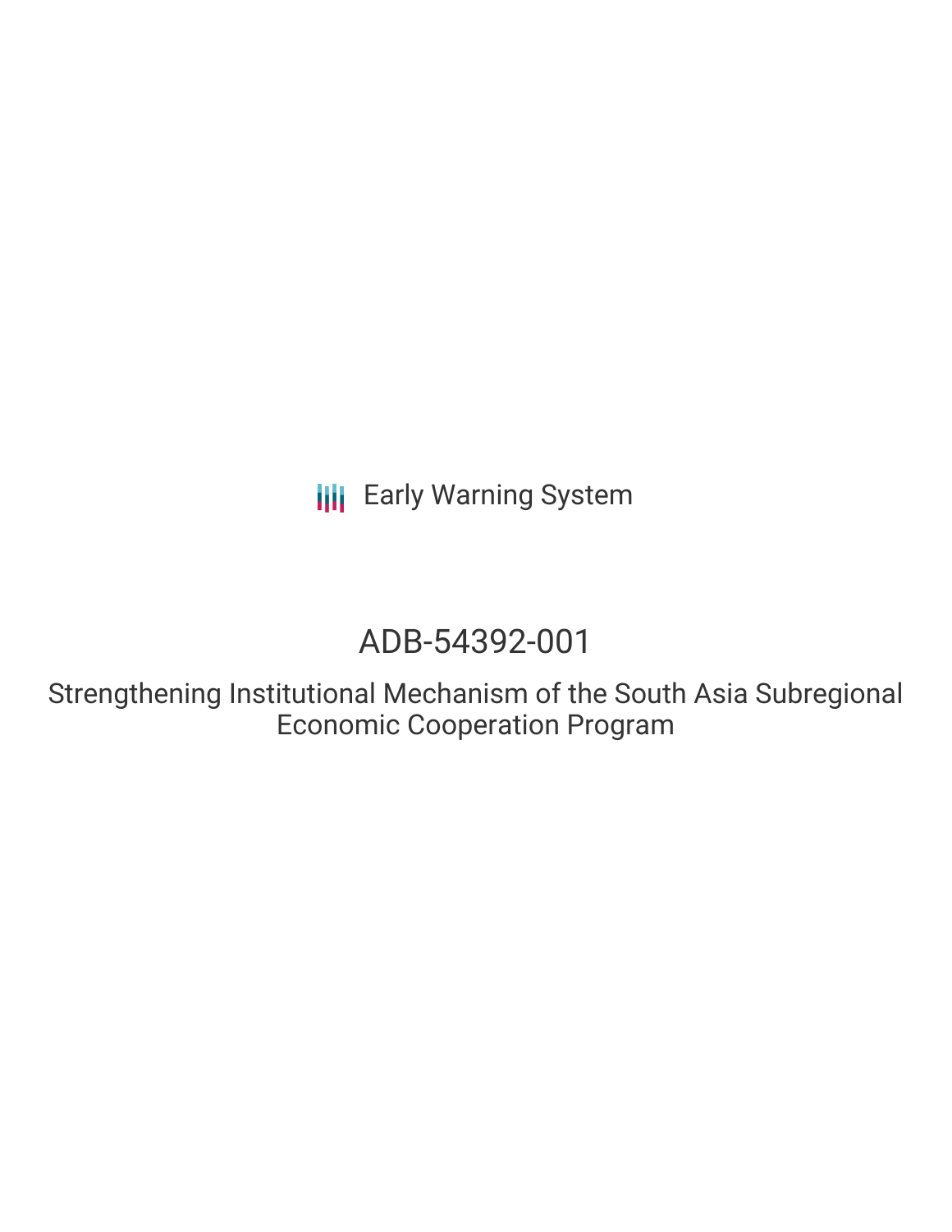Early Warning System

# ADB-54392-001

## Strengthening Institutional Mechanism of the South Asia Subregional Economic Cooperation Program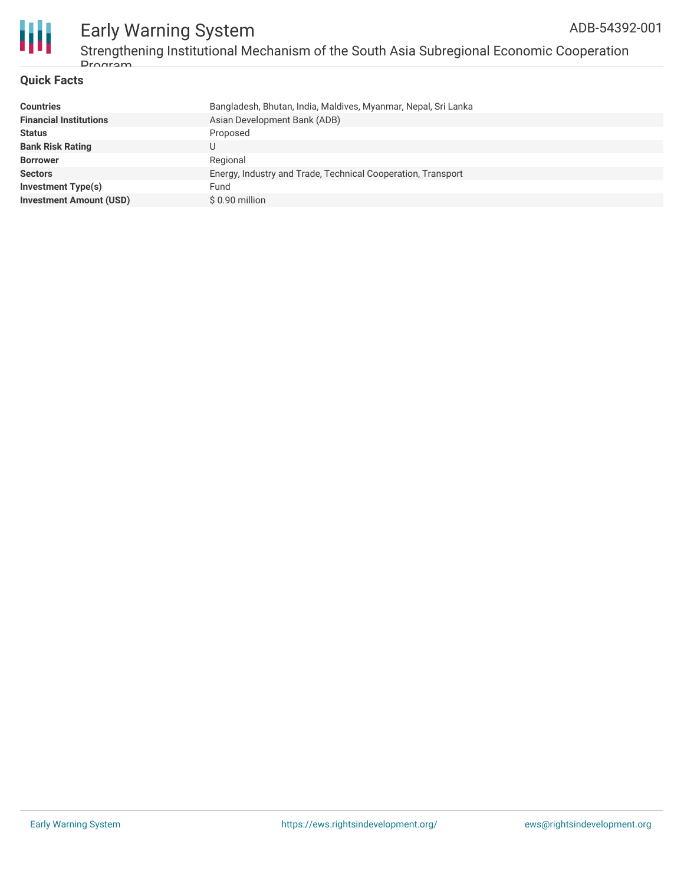## Quick Facts

| | |
|---|---|
| **Countries** | Bangladesh, Bhutan, India, Maldives, Myanmar, Nepal, Sri Lanka |
| **Financial Institutions** | Asian Development Bank (ADB) |
| **Status** | Proposed |
| **Bank Risk Rating** | U |
| **Borrower** | Regional |
| **Sectors** | Energy, Industry and Trade, Technical Cooperation, Transport |
| **Investment Type(s)** | Fund |
| **Investment Amount (USD)** | $ 0.90 million |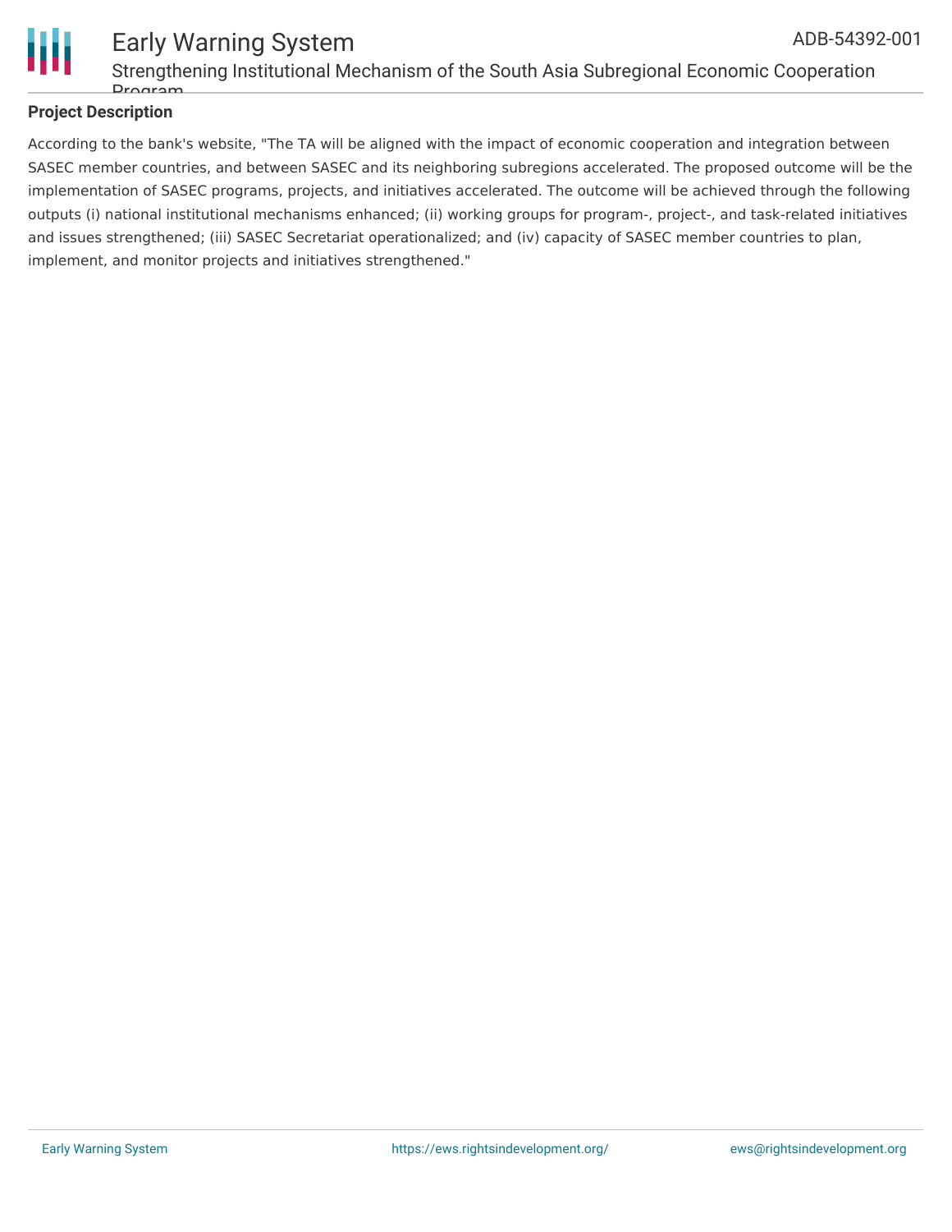## Project Description

According to the bank's website, "The TA will be aligned with the impact of economic cooperation and integration between SASEC member countries, and between SASEC and its neighboring subregions accelerated. The proposed outcome will be the implementation of SASEC programs, projects, and initiatives accelerated. The outcome will be achieved through the following outputs (i) national institutional mechanisms enhanced; (ii) working groups for program-, project-, and task-related initiatives and issues strengthened; (iii) SASEC Secretariat operationalized; and (iv) capacity of SASEC member countries to plan, implement, and monitor projects and initiatives strengthened."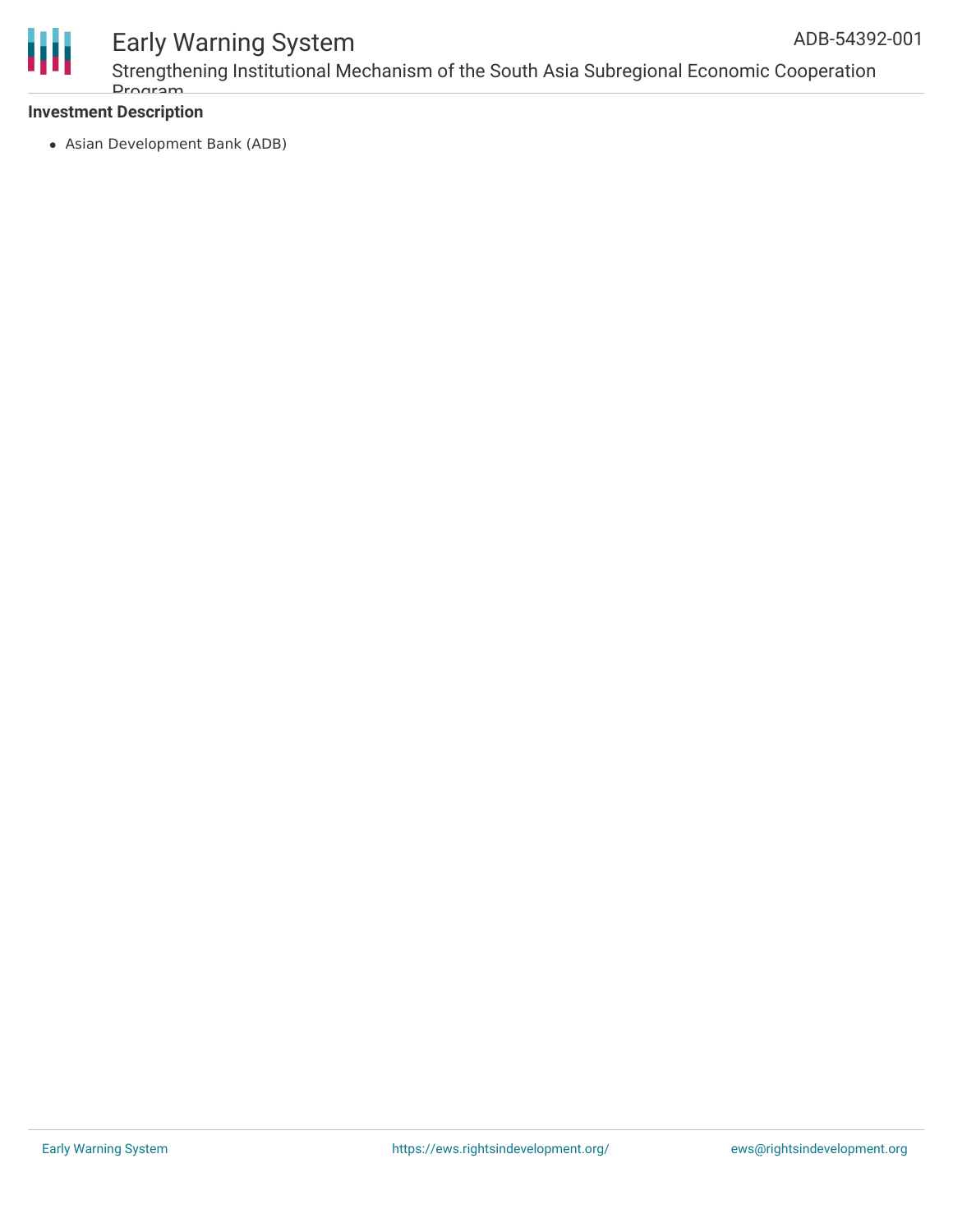**Investment Description**

- Asian Development Bank (ADB)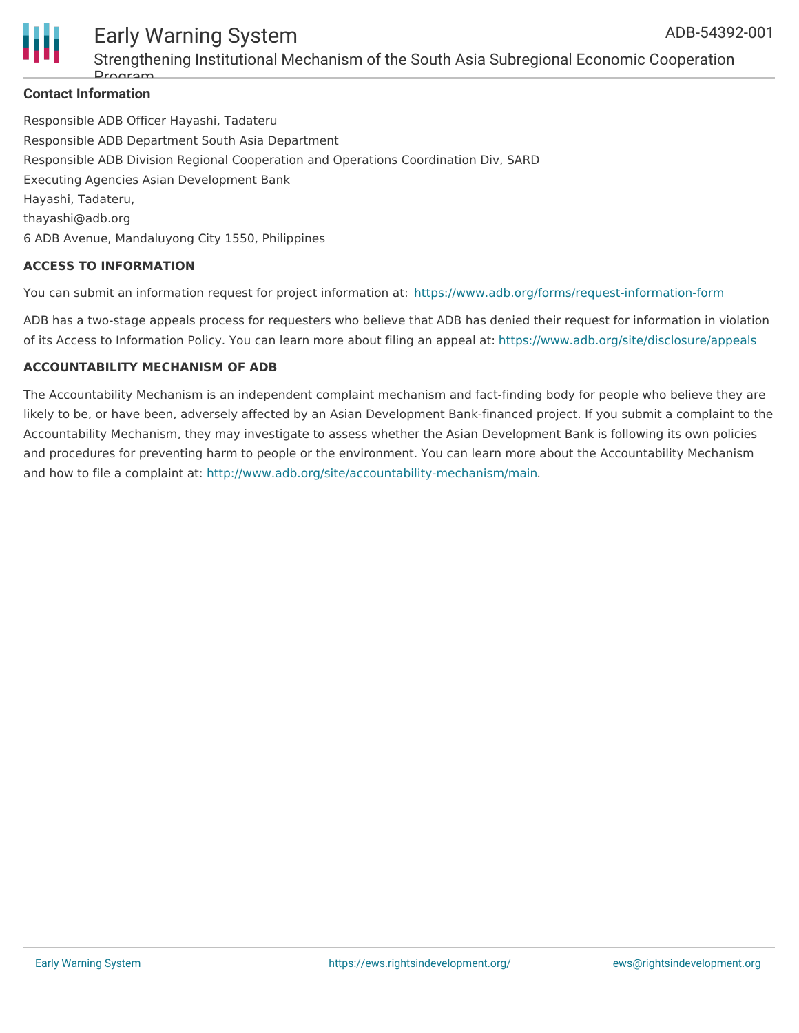### Contact Information

Responsible ADB Officer Hayashi, Tadateru

Responsible ADB Department South Asia Department

Responsible ADB Division Regional Cooperation and Operations Coordination Div, SARD

Executing Agencies Asian Development Bank

Hayashi, Tadateru,

thayashi@adb.org

6 ADB Avenue, Mandaluyong City 1550, Philippines

#### ACCESS TO INFORMATION

You can submit an information request for project information at: https://www.adb.org/forms/request-information-form

ADB has a two-stage appeals process for requesters who believe that ADB has denied their request for information in violation of its Access to Information Policy. You can learn more about filing an appeal at: https://www.adb.org/site/disclosure/appeals

#### ACCOUNTABILITY MECHANISM OF ADB

The Accountability Mechanism is an independent complaint mechanism and fact-finding body for people who believe they are likely to be, or have been, adversely affected by an Asian Development Bank-financed project. If you submit a complaint to the Accountability Mechanism, they may investigate to assess whether the Asian Development Bank is following its own policies and procedures for preventing harm to people or the environment. You can learn more about the Accountability Mechanism and how to file a complaint at: http://www.adb.org/site/accountability-mechanism/main.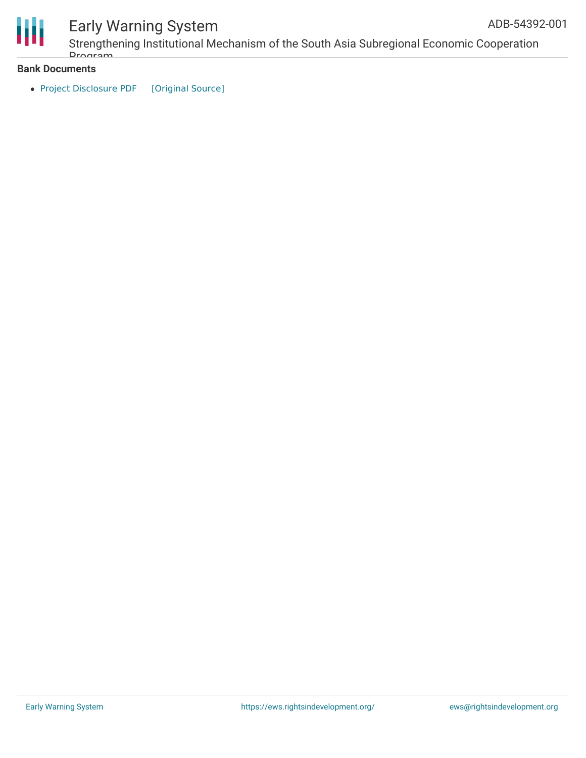**Bank Documents**

- Project Disclosure PDF [Original Source]